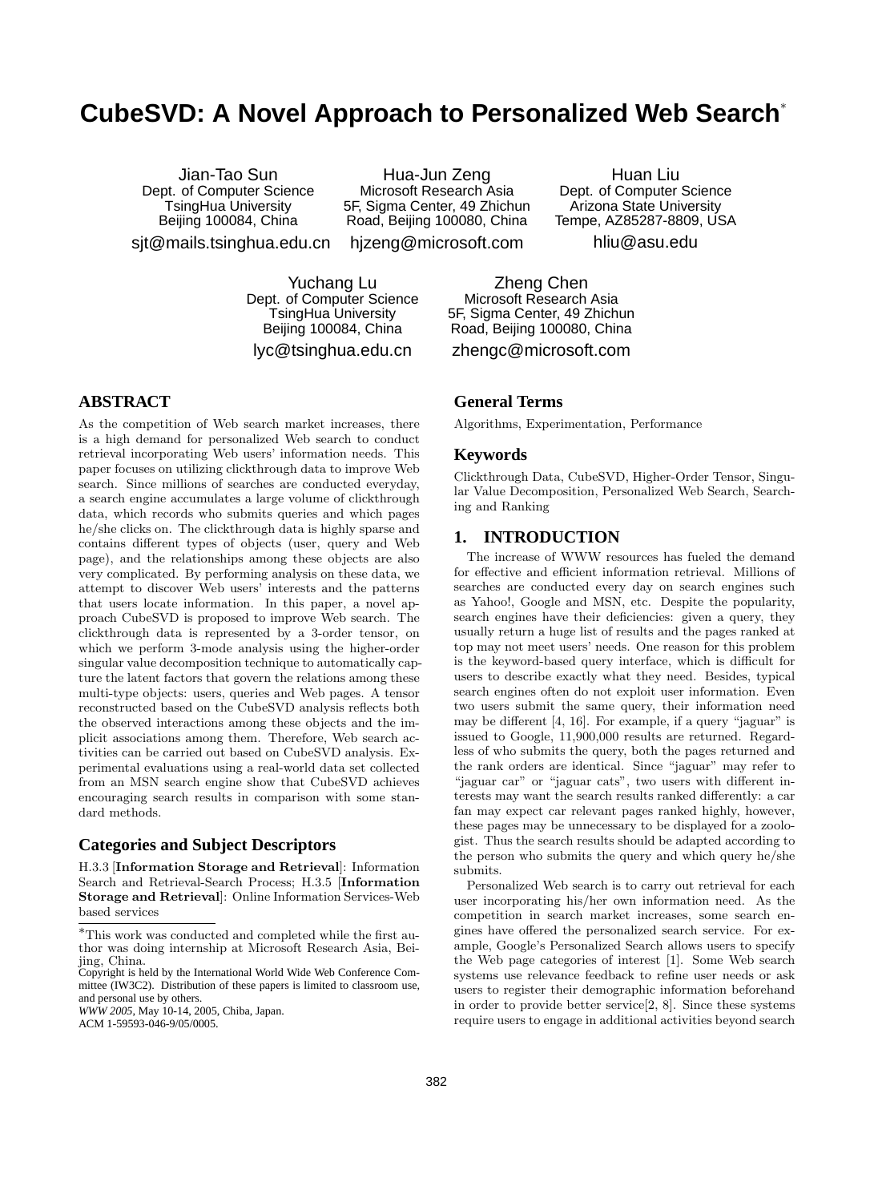# CubeSVD: A Novel Approach to Personalized Web Search*

Jian-Tao Sun
Dept. of Computer Science
TsingHua University
Beijing 100084, China
sjt@mails.tsinghua.edu.cn

Hua-Jun Zeng
Microsoft Research Asia
5F, Sigma Center, 49 Zhichun Road, Beijing 100080, China
hjzeng@microsoft.com

Huan Liu
Dept. of Computer Science
Arizona State University
Tempe, AZ85287-8809, USA
hliu@asu.edu

Yuchang Lu
Dept. of Computer Science
TsingHua University
Beijing 100084, China
lyc@tsinghua.edu.cn

Zheng Chen
Microsoft Research Asia
5F, Sigma Center, 49 Zhichun Road, Beijing 100080, China
zhengc@microsoft.com

## ABSTRACT

As the competition of Web search market increases, there is a high demand for personalized Web search to conduct retrieval incorporating Web users' information needs. This paper focuses on utilizing clickthrough data to improve Web search. Since millions of searches are conducted everyday, a search engine accumulates a large volume of clickthrough data, which records who submits queries and which pages he/she clicks on. The clickthrough data is highly sparse and contains different types of objects (user, query and Web page), and the relationships among these objects are also very complicated. By performing analysis on these data, we attempt to discover Web users' interests and the patterns that users locate information. In this paper, a novel approach CubeSVD is proposed to improve Web search. The clickthrough data is represented by a 3-order tensor, on which we perform 3-mode analysis using the higher-order singular value decomposition technique to automatically capture the latent factors that govern the relations among these multi-type objects: users, queries and Web pages. A tensor reconstructed based on the CubeSVD analysis reflects both the observed interactions among these objects and the implicit associations among them. Therefore, Web search activities can be carried out based on CubeSVD analysis. Experimental evaluations using a real-world data set collected from an MSN search engine show that CubeSVD achieves encouraging search results in comparison with some standard methods.

### Categories and Subject Descriptors

H.3.3 [**Information Storage and Retrieval**]: Information Search and Retrieval-Search Process; H.3.5 [**Information Storage and Retrieval**]: Online Information Services-Web based services

*This work was conducted and completed while the first author was doing internship at Microsoft Research Asia, Beijing, China.

Copyright is held by the International World Wide Web Conference Committee (IW3C2). Distribution of these papers is limited to classroom use, and personal use by others.
*WWW 2005*, May 10-14, 2005, Chiba, Japan.
ACM 1-59593-046-9/05/0005.

### General Terms

Algorithms, Experimentation, Performance

### Keywords

Clickthrough Data, CubeSVD, Higher-Order Tensor, Singular Value Decomposition, Personalized Web Search, Searching and Ranking

## 1. INTRODUCTION

The increase of WWW resources has fueled the demand for effective and efficient information retrieval. Millions of searches are conducted every day on search engines such as Yahoo!, Google and MSN, etc. Despite the popularity, search engines have their deficiencies: given a query, they usually return a huge list of results and the pages ranked at top may not meet users' needs. One reason for this problem is the keyword-based query interface, which is difficult for users to describe exactly what they need. Besides, typical search engines often do not exploit user information. Even two users submit the same query, their information need may be different [4, 16]. For example, if a query "jaguar" is issued to Google, 11,900,000 results are returned. Regardless of who submits the query, both the pages returned and the rank orders are identical. Since "jaguar" may refer to "jaguar car" or "jaguar cats", two users with different interests may want the search results ranked differently: a car fan may expect car relevant pages ranked highly, however, these pages may be unnecessary to be displayed for a zoologist. Thus the search results should be adapted according to the person who submits the query and which query he/she submits.

Personalized Web search is to carry out retrieval for each user incorporating his/her own information need. As the competition in search market increases, some search engines have offered the personalized search service. For example, Google's Personalized Search allows users to specify the Web page categories of interest [1]. Some Web search systems use relevance feedback to refine user needs or ask users to register their demographic information beforehand in order to provide better service[2, 8]. Since these systems require users to engage in additional activities beyond search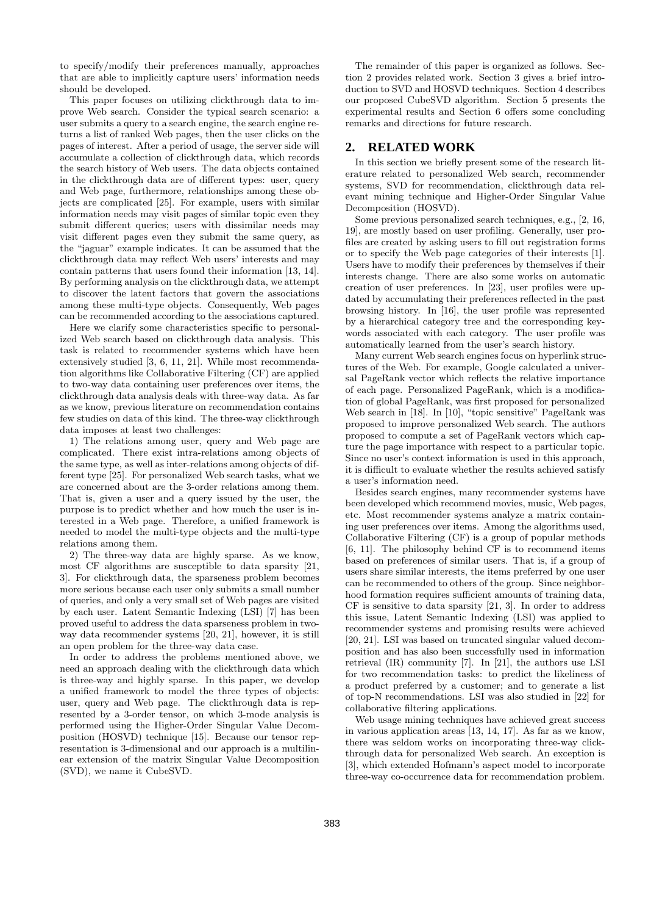to specify/modify their preferences manually, approaches that are able to implicitly capture users' information needs should be developed.

This paper focuses on utilizing clickthrough data to improve Web search. Consider the typical search scenario: a user submits a query to a search engine, the search engine returns a list of ranked Web pages, then the user clicks on the pages of interest. After a period of usage, the server side will accumulate a collection of clickthrough data, which records the search history of Web users. The data objects contained in the clickthrough data are of different types: user, query and Web page, furthermore, relationships among these objects are complicated [25]. For example, users with similar information needs may visit pages of similar topic even they submit different queries; users with dissimilar needs may visit different pages even they submit the same query, as the "jaguar" example indicates. It can be assumed that the clickthrough data may reflect Web users' interests and may contain patterns that users found their information [13, 14]. By performing analysis on the clickthrough data, we attempt to discover the latent factors that govern the associations among these multi-type objects. Consequently, Web pages can be recommended according to the associations captured.

Here we clarify some characteristics specific to personalized Web search based on clickthrough data analysis. This task is related to recommender systems which have been extensively studied [3, 6, 11, 21]. While most recommendation algorithms like Collaborative Filtering (CF) are applied to two-way data containing user preferences over items, the clickthrough data analysis deals with three-way data. As far as we know, previous literature on recommendation contains few studies on data of this kind. The three-way clickthrough data imposes at least two challenges:

1) The relations among user, query and Web page are complicated. There exist intra-relations among objects of the same type, as well as inter-relations among objects of different type [25]. For personalized Web search tasks, what we are concerned about are the 3-order relations among them. That is, given a user and a query issued by the user, the purpose is to predict whether and how much the user is interested in a Web page. Therefore, a unified framework is needed to model the multi-type objects and the multi-type relations among them.

2) The three-way data are highly sparse. As we know, most CF algorithms are susceptible to data sparsity [21, 3]. For clickthrough data, the sparseness problem becomes more serious because each user only submits a small number of queries, and only a very small set of Web pages are visited by each user. Latent Semantic Indexing (LSI) [7] has been proved useful to address the data sparseness problem in two-way data recommender systems [20, 21], however, it is still an open problem for the three-way data case.

In order to address the problems mentioned above, we need an approach dealing with the clickthrough data which is three-way and highly sparse. In this paper, we develop a unified framework to model the three types of objects: user, query and Web page. The clickthrough data is represented by a 3-order tensor, on which 3-mode analysis is performed using the Higher-Order Singular Value Decomposition (HOSVD) technique [15]. Because our tensor representation is 3-dimensional and our approach is a multilinear extension of the matrix Singular Value Decomposition (SVD), we name it CubeSVD.

The remainder of this paper is organized as follows. Section 2 provides related work. Section 3 gives a brief introduction to SVD and HOSVD techniques. Section 4 describes our proposed CubeSVD algorithm. Section 5 presents the experimental results and Section 6 offers some concluding remarks and directions for future research.

## 2. RELATED WORK

In this section we briefly present some of the research literature related to personalized Web search, recommender systems, SVD for recommendation, clickthrough data relevant mining technique and Higher-Order Singular Value Decomposition (HOSVD).

Some previous personalized search techniques, e.g., [2, 16, 19], are mostly based on user profiling. Generally, user profiles are created by asking users to fill out registration forms or to specify the Web page categories of their interests [1]. Users have to modify their preferences by themselves if their interests change. There are also some works on automatic creation of user preferences. In [23], user profiles were updated by accumulating their preferences reflected in the past browsing history. In [16], the user profile was represented by a hierarchical category tree and the corresponding keywords associated with each category. The user profile was automatically learned from the user's search history.

Many current Web search engines focus on hyperlink structures of the Web. For example, Google calculated a universal PageRank vector which reflects the relative importance of each page. Personalized PageRank, which is a modification of global PageRank, was first proposed for personalized Web search in [18]. In [10], "topic sensitive" PageRank was proposed to improve personalized Web search. The authors proposed to compute a set of PageRank vectors which capture the page importance with respect to a particular topic. Since no user's context information is used in this approach, it is difficult to evaluate whether the results achieved satisfy a user's information need.

Besides search engines, many recommender systems have been developed which recommend movies, music, Web pages, etc. Most recommender systems analyze a matrix containing user preferences over items. Among the algorithms used, Collaborative Filtering (CF) is a group of popular methods [6, 11]. The philosophy behind CF is to recommend items based on preferences of similar users. That is, if a group of users share similar interests, the items preferred by one user can be recommended to others of the group. Since neighborhood formation requires sufficient amounts of training data, CF is sensitive to data sparsity [21, 3]. In order to address this issue, Latent Semantic Indexing (LSI) was applied to recommender systems and promising results were achieved [20, 21]. LSI was based on truncated singular valued decomposition and has also been successfully used in information retrieval (IR) community [7]. In [21], the authors use LSI for two recommendation tasks: to predict the likeliness of a product preferred by a customer; and to generate a list of top-N recommendations. LSI was also studied in [22] for collaborative filtering applications.

Web usage mining techniques have achieved great success in various application areas [13, 14, 17]. As far as we know, there was seldom works on incorporating three-way clickthrough data for personalized Web search. An exception is [3], which extended Hofmann's aspect model to incorporate three-way co-occurrence data for recommendation problem.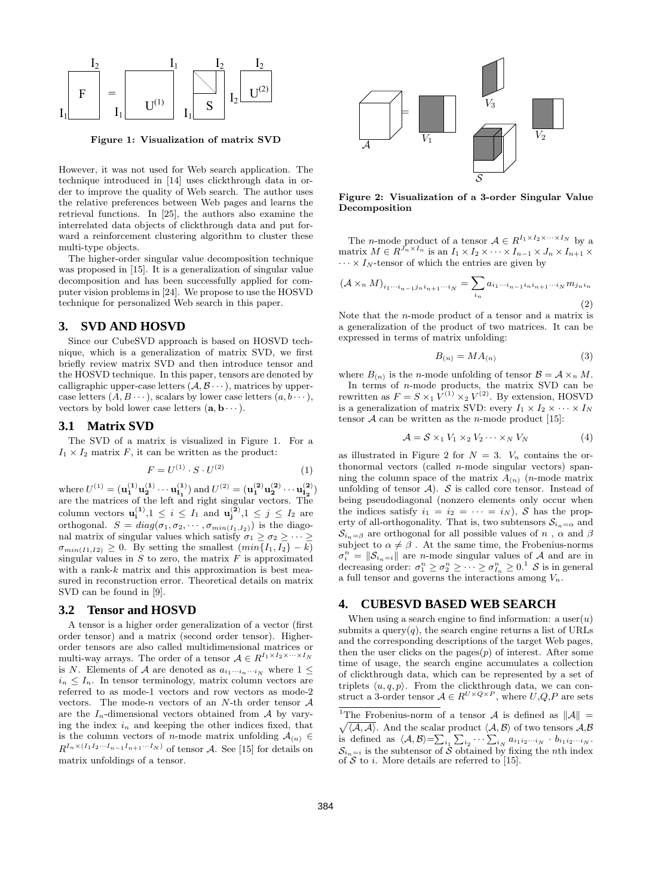Figure 1: Visualization of matrix SVD

However, it was not used for Web search application. The technique introduced in [14] uses clickthrough data in order to improve the quality of Web search. The author uses the relative preferences between Web pages and learns the retrieval functions. In [25], the authors also examine the interrelated data objects of clickthrough data and put forward a reinforcement clustering algorithm to cluster these multi-type objects.

The higher-order singular value decomposition technique was proposed in [15]. It is a generalization of singular value decomposition and has been successfully applied for computer vision problems in [24]. We propose to use the HOSVD technique for personalized Web search in this paper.

## 3. SVD AND HOSVD

Since our CubeSVD approach is based on HOSVD technique, which is a generalization of matrix SVD, we first briefly review matrix SVD and then introduce tensor and the HOSVD technique. In this paper, tensors are denoted by calligraphic upper-case letters ($\mathcal{A}, \mathcal{B} \cdots$), matrices by upper-case letters ($A, B \cdots$), scalars by lower case letters ($a, b \cdots$), vectors by bold lower case letters ($\mathbf{a}, \mathbf{b} \cdots$).

### 3.1 Matrix SVD

The SVD of a matrix is visualized in Figure 1. For a $I_1 \times I_2$ matrix $F$, it can be written as the product:

$$F = U^{(1)} \cdot S \cdot U^{(2)} \tag{1}$$

where $U^{(1)} = (\mathbf{u_1^{(1)}} \mathbf{u_2^{(1)}} \cdots \mathbf{u_{I_1}^{(1)}})$ and $U^{(2)} = (\mathbf{u_1^{(2)}} \mathbf{u_2^{(2)}} \cdots \mathbf{u_{I_2}^{(2)}})$ are the matrices of the left and right singular vectors. The column vectors $\mathbf{u_i^{(1)}}, 1 \leq i \leq I_1$ and $\mathbf{u_j^{(2)}}, 1 \leq j \leq I_2$ are orthogonal. $S = diag(\sigma_1, \sigma_2, \cdots, \sigma_{min(I_1,I_2)})$ is the diagonal matrix of singular values which satisfy $\sigma_1 \geq \sigma_2 \geq \cdots \geq \sigma_{min(I1,I2)} \geq 0$. By setting the smallest $(min\{I_1, I_2\} - k)$ singular values in $S$ to zero, the matrix $F$ is approximated with a rank-$k$ matrix and this approximation is best measured in reconstruction error. Theoretical details on matrix SVD can be found in [9].

### 3.2 Tensor and HOSVD

A tensor is a higher order generalization of a vector (first order tensor) and a matrix (second order tensor). Higher-order tensors are also called multidimensional matrices or multi-way arrays. The order of a tensor $\mathcal{A} \in R^{I_1 \times I_2 \times \cdots \times I_N}$ is $N$. Elements of $\mathcal{A}$ are denoted as $a_{i_1 \cdots i_n \cdots i_N}$ where $1 \leq i_n \leq I_n$. In tensor terminology, matrix column vectors are referred to as mode-1 vectors and row vectors as mode-2 vectors. The mode-$n$ vectors of an $N$-th order tensor $\mathcal{A}$ are the $I_n$-dimensional vectors obtained from $\mathcal{A}$ by varying the index $i_n$ and keeping the other indices fixed, that is the column vectors of $n$-mode matrix unfolding $\mathcal{A}_{(n)} \in R^{I_n \times (I_1 I_2 \cdots I_{n-1} I_{n+1} \cdots I_N)}$ of tensor $\mathcal{A}$. See [15] for details on matrix unfoldings of a tensor.

Figure 2: Visualization of a 3-order Singular Value Decomposition

The $n$-mode product of a tensor $\mathcal{A} \in R^{I_1 \times I_2 \times \cdots \times I_N}$ by a matrix $M \in R^{J_n \times I_n}$ is an $I_1 \times I_2 \times \cdots \times I_{n-1} \times J_n \times I_{n+1} \times \cdots \times I_N$-tensor of which the entries are given by

$$(\mathcal{A} \times_n M)_{i_1 \cdots i_{n-1} j_n i_{n+1} \cdots i_N} = \sum_{i_n} a_{i_1 \cdots i_{n-1} i_n i_{n+1} \cdots i_N} m_{j_n i_n} \tag{2}$$

Note that the $n$-mode product of a tensor and a matrix is a generalization of the product of two matrices. It can be expressed in terms of matrix unfolding:

$$B_{(n)} = M A_{(n)} \tag{3}$$

where $B_{(n)}$ is the $n$-mode unfolding of tensor $\mathcal{B} = \mathcal{A} \times_n M$.

In terms of $n$-mode products, the matrix SVD can be rewritten as $F = S \times_1 V^{(1)} \times_2 V^{(2)}$. By extension, HOSVD is a generalization of matrix SVD: every $I_1 \times I_2 \times \cdots \times I_N$ tensor $\mathcal{A}$ can be written as the $n$-mode product [15]:

$$\mathcal{A} = \mathcal{S} \times_1 V_1 \times_2 V_2 \cdots \times_N V_N \tag{4}$$

as illustrated in Figure 2 for $N = 3$. $V_n$ contains the orthonormal vectors (called $n$-mode singular vectors) spanning the column space of the matrix $A_{(n)}$ ($n$-mode matrix unfolding of tensor $\mathcal{A}$). $\mathcal{S}$ is called core tensor. Instead of being pseudodiagonal (nonzero elements only occur when the indices satisfy $i_1 = i_2 = \cdots = i_N$), $\mathcal{S}$ has the property of all-orthogonality. That is, two subtensors $\mathcal{S}_{i_n=\alpha}$ and $\mathcal{S}_{i_n=\beta}$ are orthogonal for all possible values of $n$, $\alpha$ and $\beta$ subject to $\alpha \neq \beta$. At the same time, the Frobenius-norms $\sigma_i^n = \|\mathcal{S}_{i_n=i}\|$ are $n$-mode singular values of $\mathcal{A}$ and are in decreasing order: $\sigma_1^n \geq \sigma_2^n \geq \cdots \geq \sigma_{I_n}^n \geq 0$.[1] $\mathcal{S}$ is in general a full tensor and governs the interactions among $V_n$.

## 4. CUBESVD BASED WEB SEARCH

When using a search engine to find information: a user($u$) submits a query($q$), the search engine returns a list of URLs and the corresponding descriptions of the target Web pages, then the user clicks on the pages($p$) of interest. After some time of usage, the search engine accumulates a collection of clickthrough data, which can be represented by a set of triplets $\langle u, q, p \rangle$. From the clickthrough data, we can construct a 3-order tensor $\mathcal{A} \in R^{U \times Q \times P}$, where $U$,$Q$,$P$ are sets

[1] The Frobenius-norm of a tensor $\mathcal{A}$ is defined as $\|\mathcal{A}\| = \sqrt{\langle \mathcal{A}, \mathcal{A} \rangle}$. And the scalar product $\langle \mathcal{A}, \mathcal{B} \rangle$ of two tensors $\mathcal{A}$,$\mathcal{B}$ is defined as $\langle \mathcal{A}, \mathcal{B} \rangle = \sum_{i_1} \sum_{i_2} \cdots \sum_{i_N} a_{i_1 i_2 \cdots i_N} \cdot b_{i_1 i_2 \cdots i_N}$. $\mathcal{S}_{i_n=i}$ is the subtensor of $\mathcal{S}$ obtained by fixing the $n$th index of $\mathcal{S}$ to $i$. More details are referred to [15].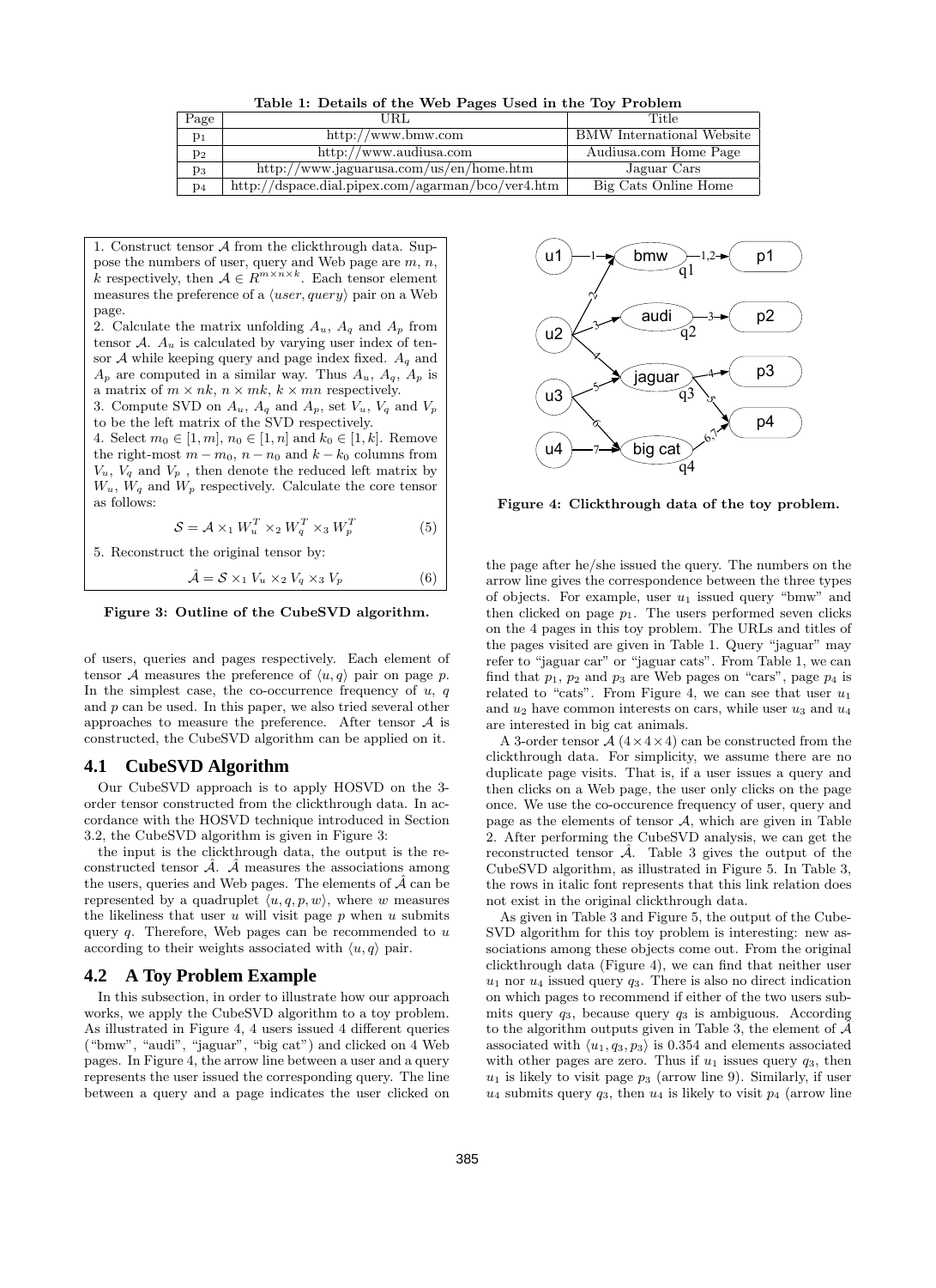**Table 1: Details of the Web Pages Used in the Toy Problem**

| Page | URL | Title |
|---|---|---|
| $p_1$ | http://www.bmw.com | BMW International Website |
| $p_2$ | http://www.audiusa.com | Audiusa.com Home Page |
| $p_3$ | http://www.jaguarusa.com/us/en/home.htm | Jaguar Cars |
| $p_4$ | http://dspace.dial.pipex.com/agarman/bco/ver4.htm | Big Cats Online Home |

1. Construct tensor $\mathcal{A}$ from the clickthrough data. Suppose the numbers of user, query and Web page are $m$, $n$, $k$ respectively, then $\mathcal{A} \in R^{m \times n \times k}$. Each tensor element measures the preference of a $\langle user, query \rangle$ pair on a Web page.
2. Calculate the matrix unfolding $A_u$, $A_q$ and $A_p$ from tensor $\mathcal{A}$. $A_u$ is calculated by varying user index of tensor $\mathcal{A}$ while keeping query and page index fixed. $A_q$ and $A_p$ are computed in a similar way. Thus $A_u$, $A_q$, $A_p$ is a matrix of $m \times nk$, $n \times mk$, $k \times mn$ respectively.
3. Compute SVD on $A_u$, $A_q$ and $A_p$, set $V_u$, $V_q$ and $V_p$ to be the left matrix of the SVD respectively.
4. Select $m_0 \in [1, m]$, $n_0 \in [1, n]$ and $k_0 \in [1, k]$. Remove the right-most $m - m_0$, $n - n_0$ and $k - k_0$ columns from $V_u$, $V_q$ and $V_p$ , then denote the reduced left matrix by $W_u$, $W_q$ and $W_p$ respectively. Calculate the core tensor as follows:

$$\mathcal{S} = \mathcal{A} \times_1 W_u^T \times_2 W_q^T \times_3 W_p^T \tag{5}$$

5. Reconstruct the original tensor by:

$$\hat{\mathcal{A}} = \mathcal{S} \times_1 V_u \times_2 V_q \times_3 V_p \tag{6}$$

**Figure 3: Outline of the CubeSVD algorithm.**

of users, queries and pages respectively. Each element of tensor $\mathcal{A}$ measures the preference of $\langle u, q \rangle$ pair on page $p$. In the simplest case, the co-occurrence frequency of $u$, $q$ and $p$ can be used. In this paper, we also tried several other approaches to measure the preference. After tensor $\mathcal{A}$ is constructed, the CubeSVD algorithm can be applied on it.

## 4.1 CubeSVD Algorithm

Our CubeSVD approach is to apply HOSVD on the 3-order tensor constructed from the clickthrough data. In accordance with the HOSVD technique introduced in Section 3.2, the CubeSVD algorithm is given in Figure 3:

the input is the clickthrough data, the output is the reconstructed tensor $\hat{\mathcal{A}}$. $\hat{\mathcal{A}}$ measures the associations among the users, queries and Web pages. The elements of $\hat{\mathcal{A}}$ can be represented by a quadruplet $\langle u, q, p, w \rangle$, where $w$ measures the likeliness that user $u$ will visit page $p$ when $u$ submits query $q$. Therefore, Web pages can be recommended to $u$ according to their weights associated with $\langle u, q \rangle$ pair.

## 4.2 A Toy Problem Example

In this subsection, in order to illustrate how our approach works, we apply the CubeSVD algorithm to a toy problem. As illustrated in Figure 4, 4 users issued 4 different queries ("bmw", "audi", "jaguar", "big cat") and clicked on 4 Web pages. In Figure 4, the arrow line between a user and a query represents the user issued the corresponding query. The line between a query and a page indicates the user clicked on

**Figure 4: Clickthrough data of the toy problem.**

the page after he/she issued the query. The numbers on the arrow line gives the correspondence between the three types of objects. For example, user $u_1$ issued query "bmw" and then clicked on page $p_1$. The users performed seven clicks on the 4 pages in this toy problem. The URLs and titles of the pages visited are given in Table 1. Query "jaguar" may refer to "jaguar car" or "jaguar cats". From Table 1, we can find that $p_1$, $p_2$ and $p_3$ are Web pages on "cars", page $p_4$ is related to "cats". From Figure 4, we can see that user $u_1$ and $u_2$ have common interests on cars, while user $u_3$ and $u_4$ are interested in big cat animals.

A 3-order tensor $\mathcal{A}$ $(4 \times 4 \times 4)$ can be constructed from the clickthrough data. For simplicity, we assume there are no duplicate page visits. That is, if a user issues a query and then clicks on a Web page, the user only clicks on the page once. We use the co-occurence frequency of user, query and page as the elements of tensor $\mathcal{A}$, which are given in Table 2. After performing the CubeSVD analysis, we can get the reconstructed tensor $\hat{\mathcal{A}}$. Table 3 gives the output of the CubeSVD algorithm, as illustrated in Figure 5. In Table 3, the rows in italic font represents that this link relation does not exist in the original clickthrough data.

As given in Table 3 and Figure 5, the output of the CubeSVD algorithm for this toy problem is interesting: new associations among these objects come out. From the original clickthrough data (Figure 4), we can find that neither user $u_1$ nor $u_4$ issued query $q_3$. There is also no direct indication on which pages to recommend if either of the two users submits query $q_3$, because query $q_3$ is ambiguous. According to the algorithm outputs given in Table 3, the element of $\hat{\mathcal{A}}$ associated with $\langle u_1, q_3, p_3 \rangle$ is 0.354 and elements associated with other pages are zero. Thus if $u_1$ issues query $q_3$, then $u_1$ is likely to visit page $p_3$ (arrow line 9). Similarly, if user $u_4$ submits query $q_3$, then $u_4$ is likely to visit $p_4$ (arrow line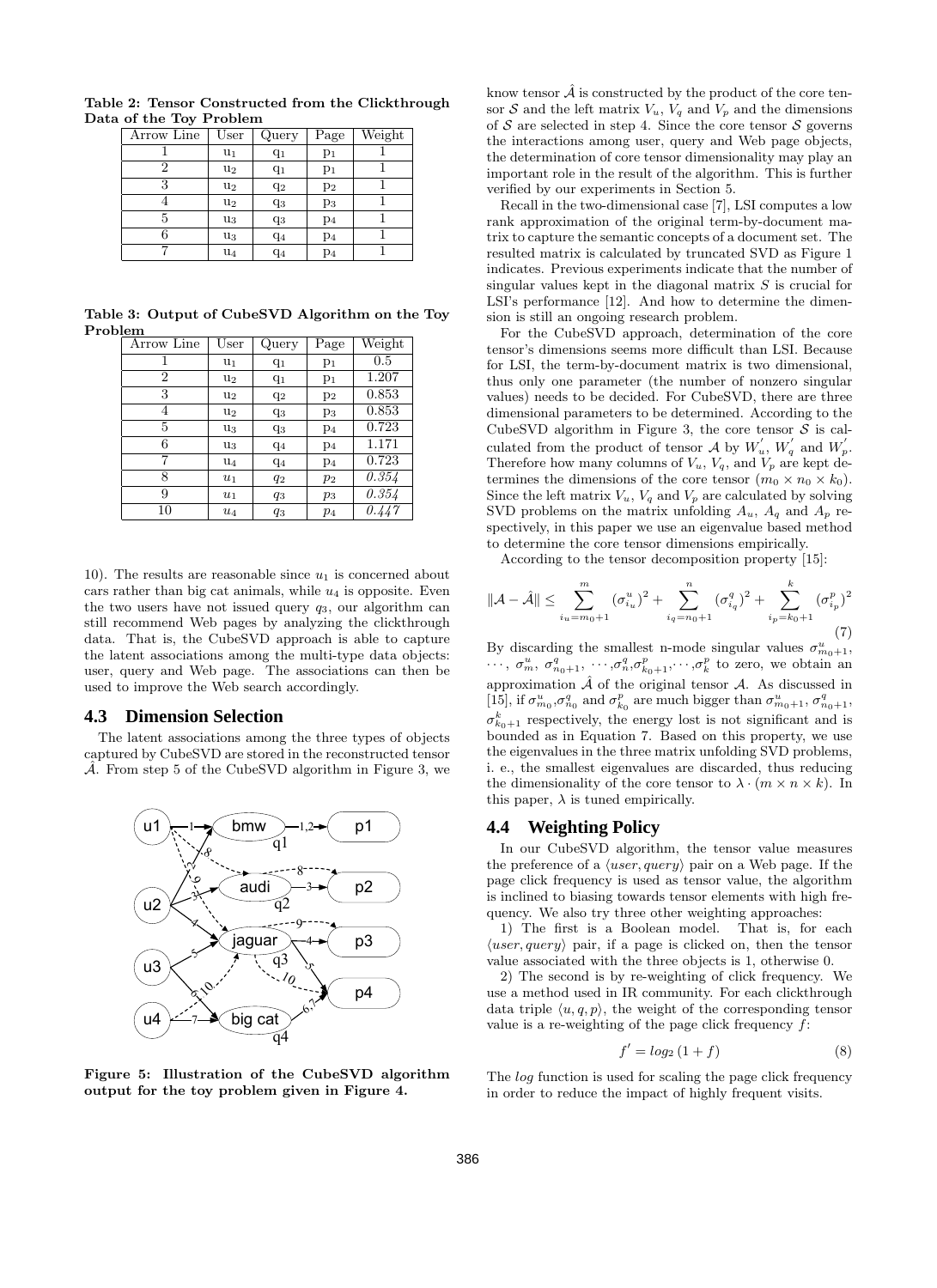**Table 2: Tensor Constructed from the Clickthrough Data of the Toy Problem**

| Arrow Line | User | Query | Page | Weight |
|---|---|---|---|---|
| 1 | $u_1$ | $q_1$ | $p_1$ | 1 |
| 2 | $u_2$ | $q_1$ | $p_1$ | 1 |
| 3 | $u_2$ | $q_2$ | $p_2$ | 1 |
| 4 | $u_2$ | $q_3$ | $p_3$ | 1 |
| 5 | $u_3$ | $q_3$ | $p_4$ | 1 |
| 6 | $u_3$ | $q_4$ | $p_4$ | 1 |
| 7 | $u_4$ | $q_4$ | $p_4$ | 1 |

**Table 3: Output of CubeSVD Algorithm on the Toy Problem**

| Arrow Line | User | Query | Page | Weight |
|---|---|---|---|---|
| 1 | $u_1$ | $q_1$ | $p_1$ | 0.5 |
| 2 | $u_2$ | $q_1$ | $p_1$ | 1.207 |
| 3 | $u_2$ | $q_2$ | $p_2$ | 0.853 |
| 4 | $u_2$ | $q_3$ | $p_3$ | 0.853 |
| 5 | $u_3$ | $q_3$ | $p_4$ | 0.723 |
| 6 | $u_3$ | $q_4$ | $p_4$ | 1.171 |
| 7 | $u_4$ | $q_4$ | $p_4$ | 0.723 |
| 8 | $u_1$ | $q_2$ | $p_2$ | *0.354* |
| 9 | $u_1$ | $q_3$ | $p_3$ | *0.354* |
| 10 | $u_4$ | $q_3$ | $p_4$ | *0.447* |

10). The results are reasonable since $u_1$ is concerned about cars rather than big cat animals, while $u_4$ is opposite. Even the two users have not issued query $q_3$, our algorithm can still recommend Web pages by analyzing the clickthrough data. That is, the CubeSVD approach is able to capture the latent associations among the multi-type data objects: user, query and Web page. The associations can then be used to improve the Web search accordingly.

## 4.3 Dimension Selection

The latent associations among the three types of objects captured by CubeSVD are stored in the reconstructed tensor $\hat{\mathcal{A}}$. From step 5 of the CubeSVD algorithm in Figure 3, we know tensor $\hat{\mathcal{A}}$ is constructed by the product of the core tensor $\mathcal{S}$ and the left matrix $V_u$, $V_q$ and $V_p$ and the dimensions of $\mathcal{S}$ are selected in step 4. Since the core tensor $\mathcal{S}$ governs the interactions among user, query and Web page objects, the determination of core tensor dimensionality may play an important role in the result of the algorithm. This is further verified by our experiments in Section 5.

**Figure 5: Illustration of the CubeSVD algorithm output for the toy problem given in Figure 4.**

Recall in the two-dimensional case [7], LSI computes a low rank approximation of the original term-by-document matrix to capture the semantic concepts of a document set. The resulted matrix is calculated by truncated SVD as Figure 1 indicates. Previous experiments indicate that the number of singular values kept in the diagonal matrix $S$ is crucial for LSI's performance [12]. And how to determine the dimension is still an ongoing research problem.

For the CubeSVD approach, determination of the core tensor's dimensions seems more difficult than LSI. Because for LSI, the term-by-document matrix is two dimensional, thus only one parameter (the number of nonzero singular values) needs to be decided. For CubeSVD, there are three dimensional parameters to be determined. According to the CubeSVD algorithm in Figure 3, the core tensor $\mathcal{S}$ is calculated from the product of tensor $\mathcal{A}$ by $W_u^{'}$, $W_q^{'}$ and $W_p^{'}$. Therefore how many columns of $V_u$, $V_q$, and $V_p$ are kept determines the dimensions of the core tensor ($m_0 \times n_0 \times k_0$). Since the left matrix $V_u$, $V_q$ and $V_p$ are calculated by solving SVD problems on the matrix unfolding $A_u$, $A_q$ and $A_p$ respectively, in this paper we use an eigenvalue based method to determine the core tensor dimensions empirically.

According to the tensor decomposition property [15]:

$$\|\mathcal{A} - \hat{\mathcal{A}}\| \leq \sum_{i_u=m_0+1}^{m} (\sigma_{i_u}^u)^2 + \sum_{i_q=n_0+1}^{n} (\sigma_{i_q}^q)^2 + \sum_{i_p=k_0+1}^{k} (\sigma_{i_p}^p)^2 \tag{7}$$

By discarding the smallest n-mode singular values $\sigma_{m_0+1}^u$, $\cdots$, $\sigma_m^u$, $\sigma_{n_0+1}^q$, $\cdots$, $\sigma_n^q$, $\sigma_{k_0+1}^p$, $\cdots$, $\sigma_k^p$ to zero, we obtain an approximation $\hat{\mathcal{A}}$ of the original tensor $\mathcal{A}$. As discussed in [15], if $\sigma_{m_0}^u$, $\sigma_{n_0}^q$ and $\sigma_{k_0}^p$ are much bigger than $\sigma_{m_0+1}^u$, $\sigma_{n_0+1}^q$, $\sigma_{k_0+1}^k$ respectively, the energy lost is not significant and is bounded as in Equation 7. Based on this property, we use the eigenvalues in the three matrix unfolding SVD problems, i. e., the smallest eigenvalues are discarded, thus reducing the dimensionality of the core tensor to $\lambda \cdot (m \times n \times k)$. In this paper, $\lambda$ is tuned empirically.

## 4.4 Weighting Policy

In our CubeSVD algorithm, the tensor value measures the preference of a $\langle user, query \rangle$ pair on a Web page. If the page click frequency is used as tensor value, the algorithm is inclined to biasing towards tensor elements with high frequency. We also try three other weighting approaches:

1) The first is a Boolean model. That is, for each $\langle user, query \rangle$ pair, if a page is clicked on, then the tensor value associated with the three objects is 1, otherwise 0.

2) The second is by re-weighting of click frequency. We use a method used in IR community. For each clickthrough data triple $\langle u, q, p \rangle$, the weight of the corresponding tensor value is a re-weighting of the page click frequency $f$:

$$f' = log_2(1 + f) \tag{8}$$

The $log$ function is used for scaling the page click frequency in order to reduce the impact of highly frequent visits.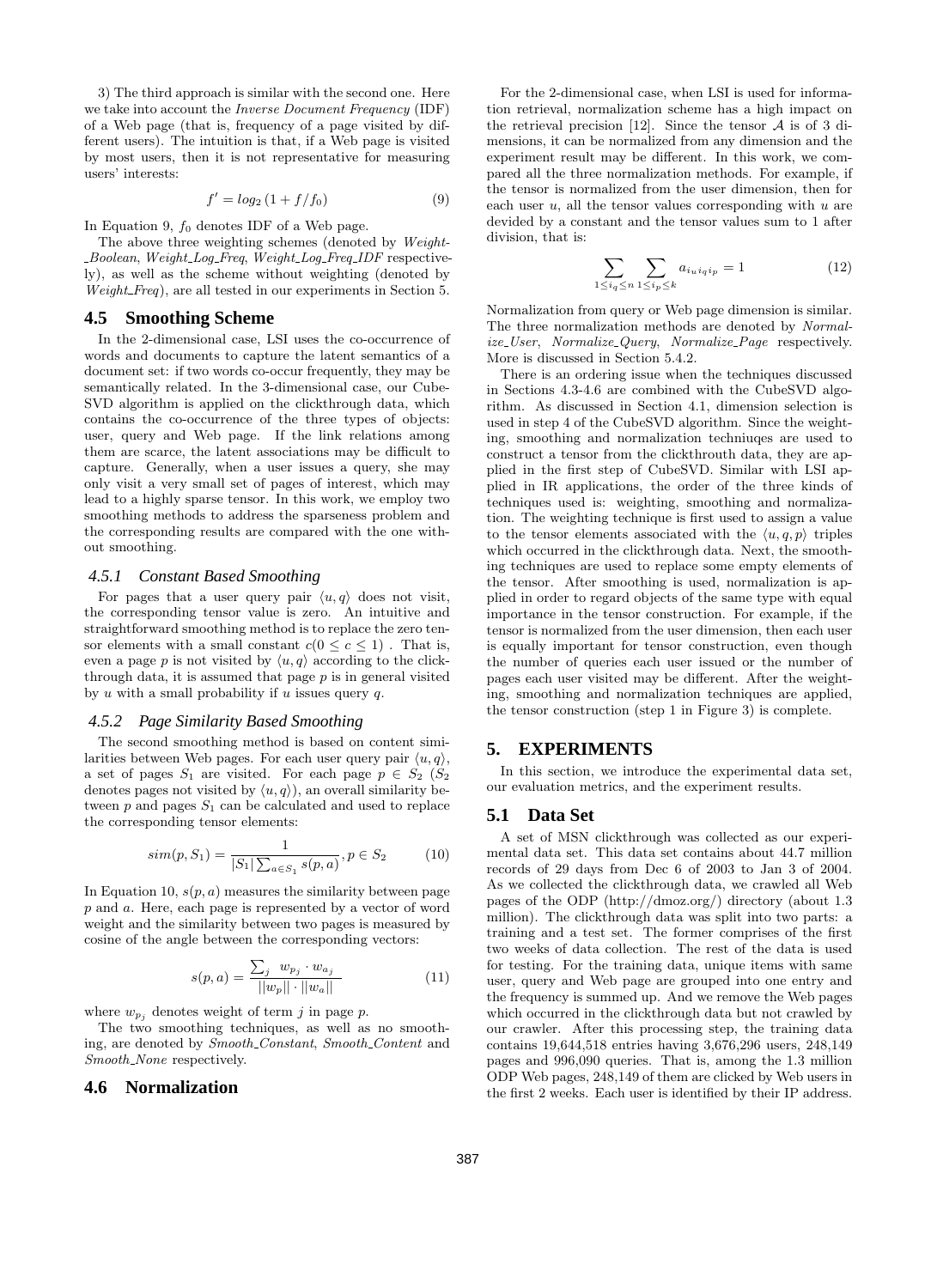3) The third approach is similar with the second one. Here we take into account the *Inverse Document Frequency* (IDF) of a Web page (that is, frequency of a page visited by different users). The intuition is that, if a Web page is visited by most users, then it is not representative for measuring users' interests:

$$f' = log_2\left(1 + f/f_0\right) \tag{9}$$

In Equation 9, $f_0$ denotes IDF of a Web page.

The above three weighting schemes (denoted by *Weight_Boolean*, *Weight_Log_Freq*, *Weight_Log_Freq_IDF* respectively), as well as the scheme without weighting (denoted by *Weight_Freq*), are all tested in our experiments in Section 5.

## 4.5 Smoothing Scheme

In the 2-dimensional case, LSI uses the co-occurrence of words and documents to capture the latent semantics of a document set: if two words co-occur frequently, they may be semantically related. In the 3-dimensional case, our CubeSVD algorithm is applied on the clickthrough data, which contains the co-occurrence of the three types of objects: user, query and Web page. If the link relations among them are scarce, the latent associations may be difficult to capture. Generally, when a user issues a query, she may only visit a very small set of pages of interest, which may lead to a highly sparse tensor. In this work, we employ two smoothing methods to address the sparseness problem and the corresponding results are compared with the one without smoothing.

### 4.5.1 Constant Based Smoothing

For pages that a user query pair $\langle u, q\rangle$ does not visit, the corresponding tensor value is zero. An intuitive and straightforward smoothing method is to replace the zero tensor elements with a small constant $c(0 \leq c \leq 1)$ . That is, even a page $p$ is not visited by $\langle u, q\rangle$ according to the clickthrough data, it is assumed that page $p$ is in general visited by $u$ with a small probability if $u$ issues query $q$.

### 4.5.2 Page Similarity Based Smoothing

The second smoothing method is based on content similarities between Web pages. For each user query pair $\langle u, q\rangle$, a set of pages $S_1$ are visited. For each page $p \in S_2$ ($S_2$ denotes pages not visited by $\langle u, q\rangle$), an overall similarity between $p$ and pages $S_1$ can be calculated and used to replace the corresponding tensor elements:

$$sim(p, S_1) = \frac{1}{|S_1| \sum_{a \in S_1} s(p, a)}, p \in S_2 \tag{10}$$

In Equation 10, $s(p, a)$ measures the similarity between page $p$ and $a$. Here, each page is represented by a vector of word weight and the similarity between two pages is measured by cosine of the angle between the corresponding vectors:

$$s(p, a) = \frac{\sum_j w_{p_j} \cdot w_{a_j}}{||w_p|| \cdot ||w_a||} \tag{11}$$

where $w_{p_j}$ denotes weight of term $j$ in page $p$.

The two smoothing techniques, as well as no smoothing, are denoted by *Smooth_Constant*, *Smooth_Content* and *Smooth_None* respectively.

## 4.6 Normalization

For the 2-dimensional case, when LSI is used for information retrieval, normalization scheme has a high impact on the retrieval precision [12]. Since the tensor $\mathcal{A}$ is of 3 dimensions, it can be normalized from any dimension and the experiment result may be different. In this work, we compared all the three normalization methods. For example, if the tensor is normalized from the user dimension, then for each user $u$, all the tensor values corresponding with $u$ are devided by a constant and the tensor values sum to 1 after division, that is:

$$\sum_{1 \leq i_q \leq n} \sum_{1 \leq i_p \leq k} a_{i_u i_q i_p} = 1 \tag{12}$$

Normalization from query or Web page dimension is similar. The three normalization methods are denoted by *Normalize_User*, *Normalize_Query*, *Normalize_Page* respectively. More is discussed in Section 5.4.2.

There is an ordering issue when the techniques discussed in Sections 4.3-4.6 are combined with the CubeSVD algorithm. As discussed in Section 4.1, dimension selection is used in step 4 of the CubeSVD algorithm. Since the weighting, smoothing and normalization techniuqes are used to construct a tensor from the clickthrouth data, they are applied in the first step of CubeSVD. Similar with LSI applied in IR applications, the order of the three kinds of techniques used is: weighting, smoothing and normalization. The weighting technique is first used to assign a value to the tensor elements associated with the $\langle u, q, p\rangle$ triples which occurred in the clickthrough data. Next, the smoothing techniques are used to replace some empty elements of the tensor. After smoothing is used, normalization is applied in order to regard objects of the same type with equal importance in the tensor construction. For example, if the tensor is normalized from the user dimension, then each user is equally important for tensor construction, even though the number of queries each user issued or the number of pages each user visited may be different. After the weighting, smoothing and normalization techniques are applied, the tensor construction (step 1 in Figure 3) is complete.

# 5. EXPERIMENTS

In this section, we introduce the experimental data set, our evaluation metrics, and the experiment results.

## 5.1 Data Set

A set of MSN clickthrough was collected as our experimental data set. This data set contains about 44.7 million records of 29 days from Dec 6 of 2003 to Jan 3 of 2004. As we collected the clickthrough data, we crawled all Web pages of the ODP (http://dmoz.org/) directory (about 1.3 million). The clickthrough data was split into two parts: a training and a test set. The former comprises of the first two weeks of data collection. The rest of the data is used for testing. For the training data, unique items with same user, query and Web page are grouped into one entry and the frequency is summed up. And we remove the Web pages which occurred in the clickthrough data but not crawled by our crawler. After this processing step, the training data contains 19,644,518 entries having 3,676,296 users, 248,149 pages and 996,090 queries. That is, among the 1.3 million ODP Web pages, 248,149 of them are clicked by Web users in the first 2 weeks. Each user is identified by their IP address.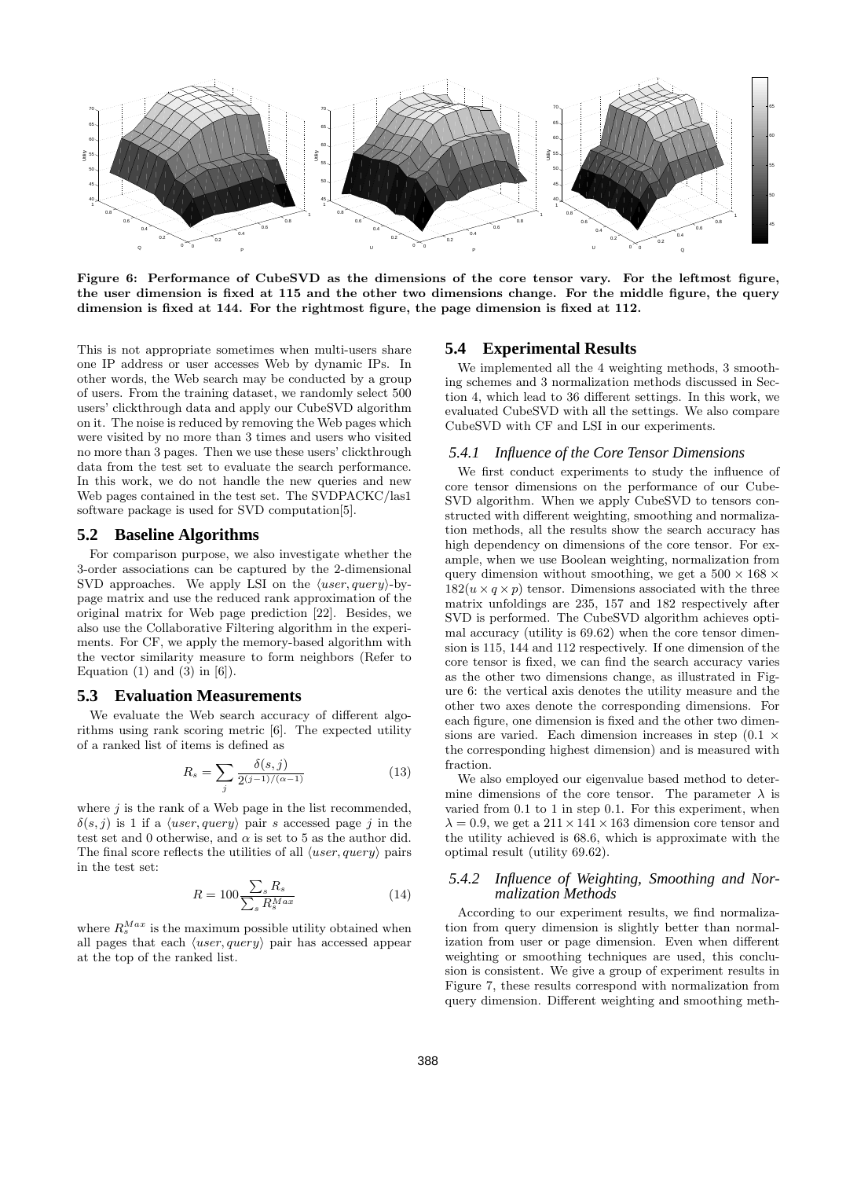Figure 6: Performance of CubeSVD as the dimensions of the core tensor vary. For the leftmost figure, the user dimension is fixed at 115 and the other two dimensions change. For the middle figure, the query dimension is fixed at 144. For the rightmost figure, the page dimension is fixed at 112.

This is not appropriate sometimes when multi-users share one IP address or user accesses Web by dynamic IPs. In other words, the Web search may be conducted by a group of users. From the training dataset, we randomly select 500 users' clickthrough data and apply our CubeSVD algorithm on it. The noise is reduced by removing the Web pages which were visited by no more than 3 times and users who visited no more than 3 pages. Then we use these users' clickthrough data from the test set to evaluate the search performance. In this work, we do not handle the new queries and new Web pages contained in the test set. The SVDPACKC/las1 software package is used for SVD computation[5].

## 5.2 Baseline Algorithms

For comparison purpose, we also investigate whether the 3-order associations can be captured by the 2-dimensional SVD approaches. We apply LSI on the $\langle user, query \rangle$-by-page matrix and use the reduced rank approximation of the original matrix for Web page prediction [22]. Besides, we also use the Collaborative Filtering algorithm in the experiments. For CF, we apply the memory-based algorithm with the vector similarity measure to form neighbors (Refer to Equation (1) and (3) in [6]).

## 5.3 Evaluation Measurements

We evaluate the Web search accuracy of different algorithms using rank scoring metric [6]. The expected utility of a ranked list of items is defined as

$$R_s = \sum_j \frac{\delta(s, j)}{2^{(j-1)/(\alpha-1)}} \qquad (13)$$

where $j$ is the rank of a Web page in the list recommended, $\delta(s, j)$ is 1 if a $\langle user, query \rangle$ pair $s$ accessed page $j$ in the test set and 0 otherwise, and $\alpha$ is set to 5 as the author did. The final score reflects the utilities of all $\langle user, query \rangle$ pairs in the test set:

$$R = 100 \frac{\sum_s R_s}{\sum_s R_s^{Max}} \qquad (14)$$

where $R_s^{Max}$ is the maximum possible utility obtained when all pages that each $\langle user, query \rangle$ pair has accessed appear at the top of the ranked list.

## 5.4 Experimental Results

We implemented all the 4 weighting methods, 3 smoothing schemes and 3 normalization methods discussed in Section 4, which lead to 36 different settings. In this work, we evaluated CubeSVD with all the settings. We also compare CubeSVD with CF and LSI in our experiments.

### 5.4.1 Influence of the Core Tensor Dimensions

We first conduct experiments to study the influence of core tensor dimensions on the performance of our CubeSVD algorithm. When we apply CubeSVD to tensors constructed with different weighting, smoothing and normalization methods, all the results show the search accuracy has high dependency on dimensions of the core tensor. For example, when we use Boolean weighting, normalization from query dimension without smoothing, we get a $500 \times 168 \times 182 (u \times q \times p)$ tensor. Dimensions associated with the three matrix unfoldings are 235, 157 and 182 respectively after SVD is performed. The CubeSVD algorithm achieves optimal accuracy (utility is 69.62) when the core tensor dimension is 115, 144 and 112 respectively. If one dimension of the core tensor is fixed, we can find the search accuracy varies as the other two dimensions change, as illustrated in Figure 6: the vertical axis denotes the utility measure and the other two axes denote the corresponding dimensions. For each figure, one dimension is fixed and the other two dimensions are varied. Each dimension increases in step ($0.1 \times$ the corresponding highest dimension) and is measured with fraction.

We also employed our eigenvalue based method to determine dimensions of the core tensor. The parameter $\lambda$ is varied from 0.1 to 1 in step 0.1. For this experiment, when $\lambda = 0.9$, we get a $211 \times 141 \times 163$ dimension core tensor and the utility achieved is 68.6, which is approximate with the optimal result (utility 69.62).

### 5.4.2 Influence of Weighting, Smoothing and Normalization Methods

According to our experiment results, we find normalization from query dimension is slightly better than normalization from user or page dimension. Even when different weighting or smoothing techniques are used, this conclusion is consistent. We give a group of experiment results in Figure 7, these results correspond with normalization from query dimension. Different weighting and smoothing meth-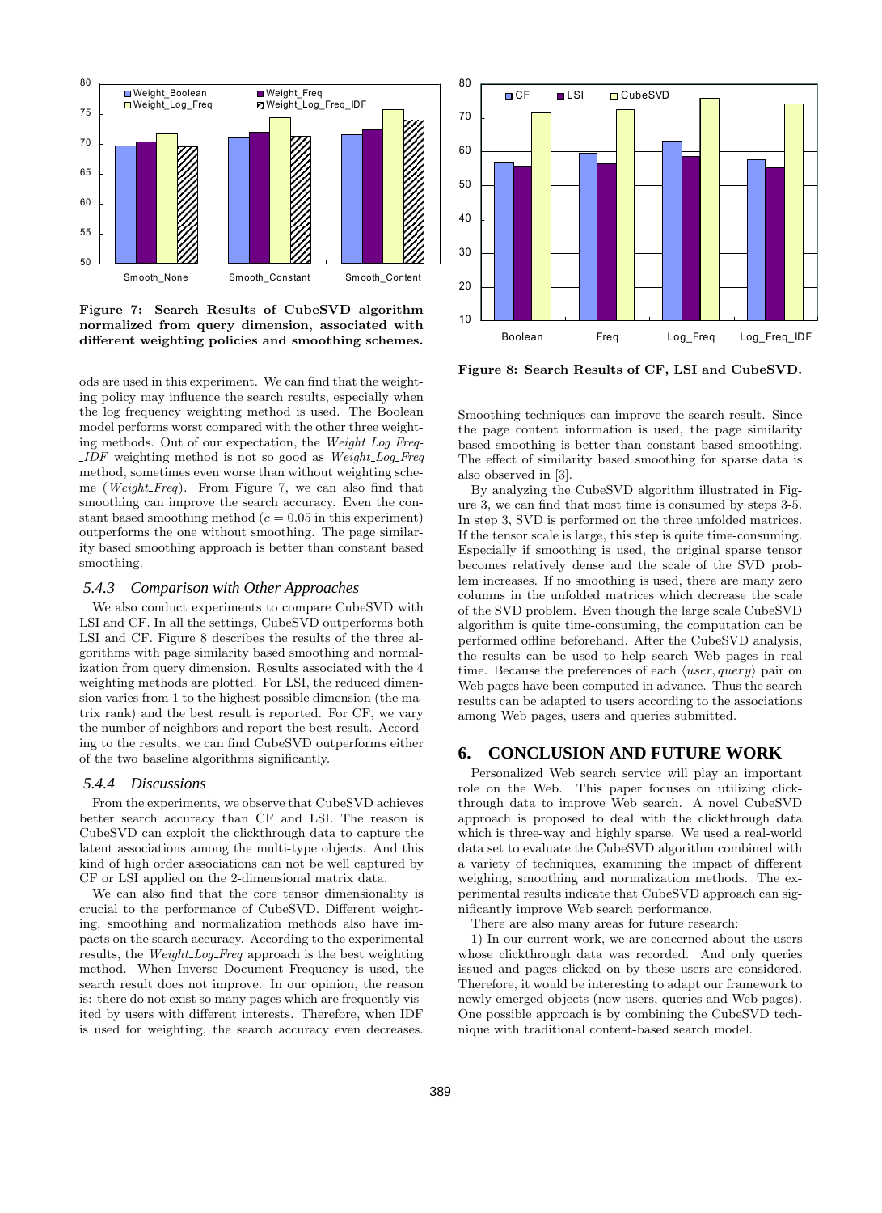**Figure 7: Search Results of CubeSVD algorithm normalized from query dimension, associated with different weighting policies and smoothing schemes.**

ods are used in this experiment. We can find that the weighting policy may influence the search results, especially when the log frequency weighting method is used. The Boolean model performs worst compared with the other three weighting methods. Out of our expectation, the *Weight_Log_Freq_IDF* weighting method is not so good as *Weight_Log_Freq* method, sometimes even worse than without weighting scheme (*Weight_Freq*). From Figure 7, we can also find that smoothing can improve the search accuracy. Even the constant based smoothing method ($c = 0.05$ in this experiment) outperforms the one without smoothing. The page similarity based smoothing approach is better than constant based smoothing.

### 5.4.3 Comparison with Other Approaches

We also conduct experiments to compare CubeSVD with LSI and CF. In all the settings, CubeSVD outperforms both LSI and CF. Figure 8 describes the results of the three algorithms with page similarity based smoothing and normalization from query dimension. Results associated with the 4 weighting methods are plotted. For LSI, the reduced dimension varies from 1 to the highest possible dimension (the matrix rank) and the best result is reported. For CF, we vary the number of neighbors and report the best result. According to the results, we can find CubeSVD outperforms either of the two baseline algorithms significantly.

### 5.4.4 Discussions

From the experiments, we observe that CubeSVD achieves better search accuracy than CF and LSI. The reason is CubeSVD can exploit the clickthrough data to capture the latent associations among the multi-type objects. And this kind of high order associations can not be well captured by CF or LSI applied on the 2-dimensional matrix data.

We can also find that the core tensor dimensionality is crucial to the performance of CubeSVD. Different weighting, smoothing and normalization methods also have impacts on the search accuracy. According to the experimental results, the *Weight_Log_Freq* approach is the best weighting method. When Inverse Document Frequency is used, the search result does not improve. In our opinion, the reason is: there do not exist so many pages which are frequently visited by users with different interests. Therefore, when IDF is used for weighting, the search accuracy even decreases.

**Figure 8: Search Results of CF, LSI and CubeSVD.**

Smoothing techniques can improve the search result. Since the page content information is used, the page similarity based smoothing is better than constant based smoothing. The effect of similarity based smoothing for sparse data is also observed in [3].

By analyzing the CubeSVD algorithm illustrated in Figure 3, we can find that most time is consumed by steps 3-5. In step 3, SVD is performed on the three unfolded matrices. If the tensor scale is large, this step is quite time-consuming. Especially if smoothing is used, the original sparse tensor becomes relatively dense and the scale of the SVD problem increases. If no smoothing is used, there are many zero columns in the unfolded matrices which decrease the scale of the SVD problem. Even though the large scale CubeSVD algorithm is quite time-consuming, the computation can be performed offline beforehand. After the CubeSVD analysis, the results can be used to help search Web pages in real time. Because the preferences of each $\langle user, query \rangle$ pair on Web pages have been computed in advance. Thus the search results can be adapted to users according to the associations among Web pages, users and queries submitted.

## 6. CONCLUSION AND FUTURE WORK

Personalized Web search service will play an important role on the Web. This paper focuses on utilizing clickthrough data to improve Web search. A novel CubeSVD approach is proposed to deal with the clickthrough data which is three-way and highly sparse. We used a real-world data set to evaluate the CubeSVD algorithm combined with a variety of techniques, examining the impact of different weighing, smoothing and normalization methods. The experimental results indicate that CubeSVD approach can significantly improve Web search performance.

There are also many areas for future research:

1) In our current work, we are concerned about the users whose clickthrough data was recorded. And only queries issued and pages clicked on by these users are considered. Therefore, it would be interesting to adapt our framework to newly emerged objects (new users, queries and Web pages). One possible approach is by combining the CubeSVD technique with traditional content-based search model.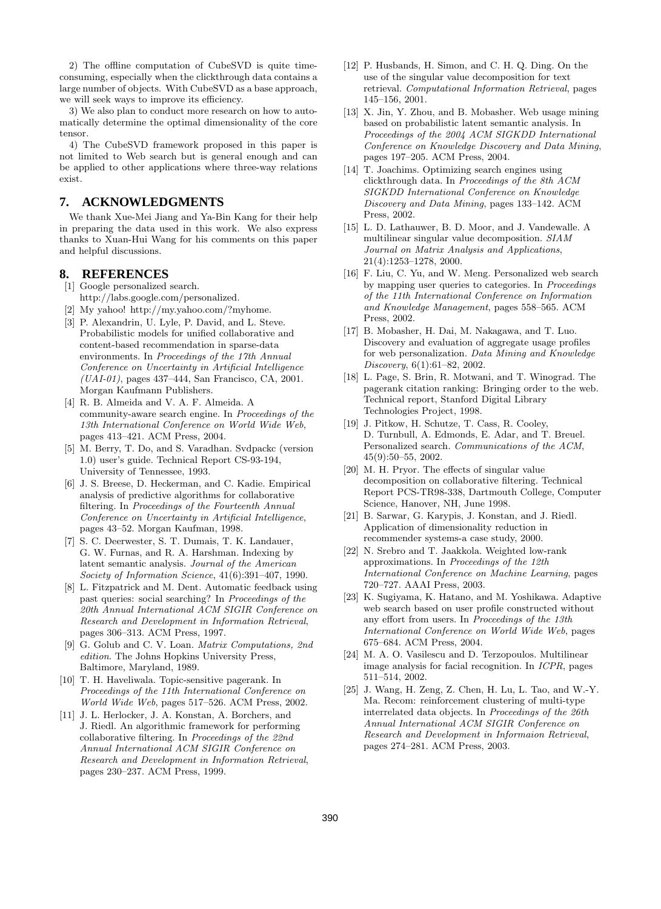2) The offline computation of CubeSVD is quite time-consuming, especially when the clickthrough data contains a large number of objects. With CubeSVD as a base approach, we will seek ways to improve its efficiency.

3) We also plan to conduct more research on how to automatically determine the optimal dimensionality of the core tensor.

4) The CubeSVD framework proposed in this paper is not limited to Web search but is general enough and can be applied to other applications where three-way relations exist.

## 7. ACKNOWLEDGMENTS

We thank Xue-Mei Jiang and Ya-Bin Kang for their help in preparing the data used in this work. We also express thanks to Xuan-Hui Wang for his comments on this paper and helpful discussions.

## 8. REFERENCES

[1] Google personalized search. http://labs.google.com/personalized.

[2] My yahoo! http://my.yahoo.com/?myhome.

[3] P. Alexandrin, U. Lyle, P. David, and L. Steve. Probabilistic models for unified collaborative and content-based recommendation in sparse-data environments. In *Proceedings of the 17th Annual Conference on Uncertainty in Artificial Intelligence (UAI-01)*, pages 437–444, San Francisco, CA, 2001. Morgan Kaufmann Publishers.

[4] R. B. Almeida and V. A. F. Almeida. A community-aware search engine. In *Proceedings of the 13th International Conference on World Wide Web*, pages 413–421. ACM Press, 2004.

[5] M. Berry, T. Do, and S. Varadhan. Svdpackc (version 1.0) user's guide. Technical Report CS-93-194, University of Tennessee, 1993.

[6] J. S. Breese, D. Heckerman, and C. Kadie. Empirical analysis of predictive algorithms for collaborative filtering. In *Proceedings of the Fourteenth Annual Conference on Uncertainty in Artificial Intelligence*, pages 43–52. Morgan Kaufman, 1998.

[7] S. C. Deerwester, S. T. Dumais, T. K. Landauer, G. W. Furnas, and R. A. Harshman. Indexing by latent semantic analysis. *Journal of the American Society of Information Science*, 41(6):391–407, 1990.

[8] L. Fitzpatrick and M. Dent. Automatic feedback using past queries: social searching? In *Proceedings of the 20th Annual International ACM SIGIR Conference on Research and Development in Information Retrieval*, pages 306–313. ACM Press, 1997.

[9] G. Golub and C. V. Loan. *Matrix Computations, 2nd edition*. The Johns Hopkins University Press, Baltimore, Maryland, 1989.

[10] T. H. Haveliwala. Topic-sensitive pagerank. In *Proceedings of the 11th International Conference on World Wide Web*, pages 517–526. ACM Press, 2002.

[11] J. L. Herlocker, J. A. Konstan, A. Borchers, and J. Riedl. An algorithmic framework for performing collaborative filtering. In *Proceedings of the 22nd Annual International ACM SIGIR Conference on Research and Development in Information Retrieval*, pages 230–237. ACM Press, 1999.

[12] P. Husbands, H. Simon, and C. H. Q. Ding. On the use of the singular value decomposition for text retrieval. *Computational Information Retrieval*, pages 145–156, 2001.

[13] X. Jin, Y. Zhou, and B. Mobasher. Web usage mining based on probabilistic latent semantic analysis. In *Proceedings of the 2004 ACM SIGKDD International Conference on Knowledge Discovery and Data Mining*, pages 197–205. ACM Press, 2004.

[14] T. Joachims. Optimizing search engines using clickthrough data. In *Proceedings of the 8th ACM SIGKDD International Conference on Knowledge Discovery and Data Mining*, pages 133–142. ACM Press, 2002.

[15] L. D. Lathauwer, B. D. Moor, and J. Vandewalle. A multilinear singular value decomposition. *SIAM Journal on Matrix Analysis and Applications*, 21(4):1253–1278, 2000.

[16] F. Liu, C. Yu, and W. Meng. Personalized web search by mapping user queries to categories. In *Proceedings of the 11th International Conference on Information and Knowledge Management*, pages 558–565. ACM Press, 2002.

[17] B. Mobasher, H. Dai, M. Nakagawa, and T. Luo. Discovery and evaluation of aggregate usage profiles for web personalization. *Data Mining and Knowledge Discovery*, 6(1):61–82, 2002.

[18] L. Page, S. Brin, R. Motwani, and T. Winograd. The pagerank citation ranking: Bringing order to the web. Technical report, Stanford Digital Library Technologies Project, 1998.

[19] J. Pitkow, H. Schutze, T. Cass, R. Cooley, D. Turnbull, A. Edmonds, E. Adar, and T. Breuel. Personalized search. *Communications of the ACM*, 45(9):50–55, 2002.

[20] M. H. Pryor. The effects of singular value decomposition on collaborative filtering. Technical Report PCS-TR98-338, Dartmouth College, Computer Science, Hanover, NH, June 1998.

[21] B. Sarwar, G. Karypis, J. Konstan, and J. Riedl. Application of dimensionality reduction in recommender systems-a case study, 2000.

[22] N. Srebro and T. Jaakkola. Weighted low-rank approximations. In *Proceedings of the 12th International Conference on Machine Learning*, pages 720–727. AAAI Press, 2003.

[23] K. Sugiyama, K. Hatano, and M. Yoshikawa. Adaptive web search based on user profile constructed without any effort from users. In *Proceedings of the 13th International Conference on World Wide Web*, pages 675–684. ACM Press, 2004.

[24] M. A. O. Vasilescu and D. Terzopoulos. Multilinear image analysis for facial recognition. In *ICPR*, pages 511–514, 2002.

[25] J. Wang, H. Zeng, Z. Chen, H. Lu, L. Tao, and W.-Y. Ma. Recom: reinforcement clustering of multi-type interrelated data objects. In *Proceedings of the 26th Annual International ACM SIGIR Conference on Research and Development in Informaion Retrieval*, pages 274–281. ACM Press, 2003.